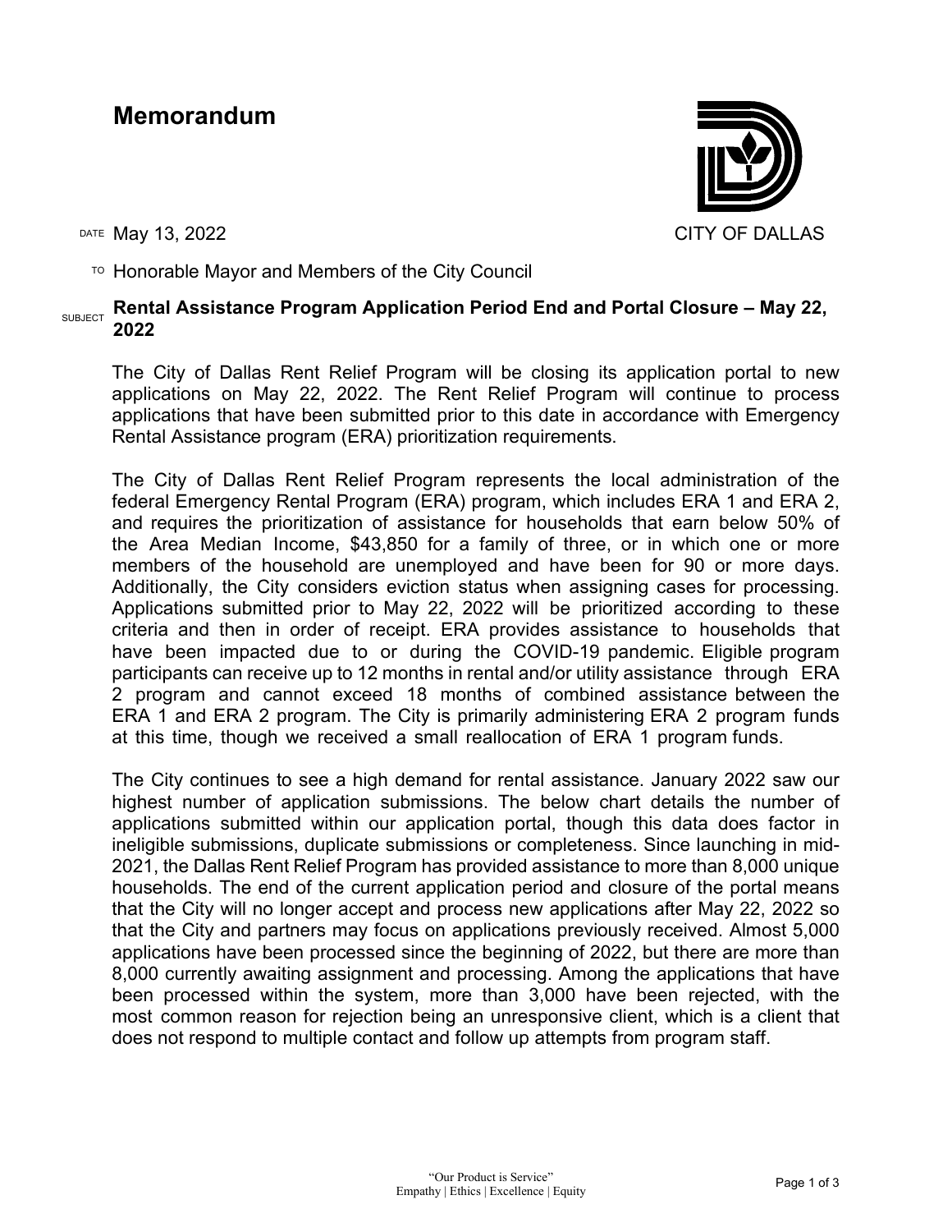# Memorandum

CITY OF DALLAS

DATE May 13, 2022

TO Honorable Mayor and Members of the City Council

SUBJECT **Rental Assistance Program Application Period End and Portal Closure – May 22, 2022**

The City of Dallas Rent Relief Program will be closing its application portal to new applications on May 22, 2022. The Rent Relief Program will continue to process applications that have been submitted prior to this date in accordance with Emergency Rental Assistance program (ERA) prioritization requirements.

The City of Dallas Rent Relief Program represents the local administration of the federal Emergency Rental Program (ERA) program, which includes ERA 1 and ERA 2, and requires the prioritization of assistance for households that earn below 50% of the Area Median Income, $43,850 for a family of three, or in which one or more members of the household are unemployed and have been for 90 or more days. Additionally, the City considers eviction status when assigning cases for processing. Applications submitted prior to May 22, 2022 will be prioritized according to these criteria and then in order of receipt. ERA provides assistance to households that have been impacted due to or during the COVID-19 pandemic. Eligible program participants can receive up to 12 months in rental and/or utility assistance through ERA 2 program and cannot exceed 18 months of combined assistance between the ERA 1 and ERA 2 program. The City is primarily administering ERA 2 program funds at this time, though we received a small reallocation of ERA 1 program funds.

The City continues to see a high demand for rental assistance. January 2022 saw our highest number of application submissions. The below chart details the number of applications submitted within our application portal, though this data does factor in ineligible submissions, duplicate submissions or completeness. Since launching in mid-2021, the Dallas Rent Relief Program has provided assistance to more than 8,000 unique households. The end of the current application period and closure of the portal means that the City will no longer accept and process new applications after May 22, 2022 so that the City and partners may focus on applications previously received. Almost 5,000 applications have been processed since the beginning of 2022, but there are more than 8,000 currently awaiting assignment and processing. Among the applications that have been processed within the system, more than 3,000 have been rejected, with the most common reason for rejection being an unresponsive client, which is a client that does not respond to multiple contact and follow up attempts from program staff.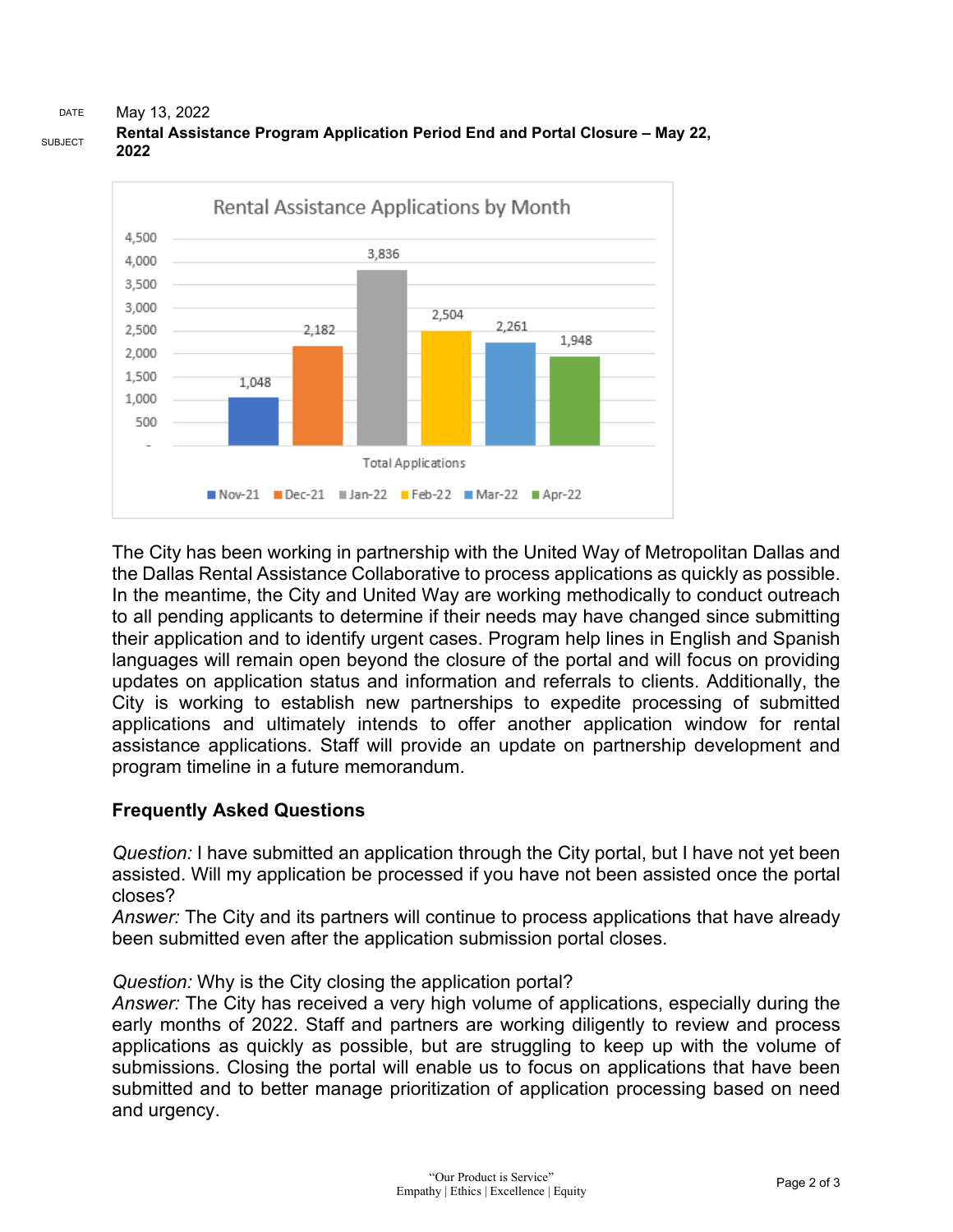DATE May 13, 2022

SUBJECT **Rental Assistance Program Application Period End and Portal Closure – May 22, 2022**

**Rental Assistance Applications by Month**

| Month | Total Applications |
|---|---|
| Nov-21 | 1,048 |
| Dec-21 | 2,182 |
| Jan-22 | 3,836 |
| Feb-22 | 2,504 |
| Mar-22 | 2,261 |
| Apr-22 | 1,948 |

The City has been working in partnership with the United Way of Metropolitan Dallas and the Dallas Rental Assistance Collaborative to process applications as quickly as possible. In the meantime, the City and United Way are working methodically to conduct outreach to all pending applicants to determine if their needs may have changed since submitting their application and to identify urgent cases. Program help lines in English and Spanish languages will remain open beyond the closure of the portal and will focus on providing updates on application status and information and referrals to clients. Additionally, the City is working to establish new partnerships to expedite processing of submitted applications and ultimately intends to offer another application window for rental assistance applications. Staff will provide an update on partnership development and program timeline in a future memorandum.

## Frequently Asked Questions

*Question:* I have submitted an application through the City portal, but I have not yet been assisted. Will my application be processed if you have not been assisted once the portal closes?
*Answer:* The City and its partners will continue to process applications that have already been submitted even after the application submission portal closes.

*Question:* Why is the City closing the application portal?
*Answer:* The City has received a very high volume of applications, especially during the early months of 2022. Staff and partners are working diligently to review and process applications as quickly as possible, but are struggling to keep up with the volume of submissions. Closing the portal will enable us to focus on applications that have been submitted and to better manage prioritization of application processing based on need and urgency.

"Our Product is Service"
Empathy | Ethics | Excellence | Equity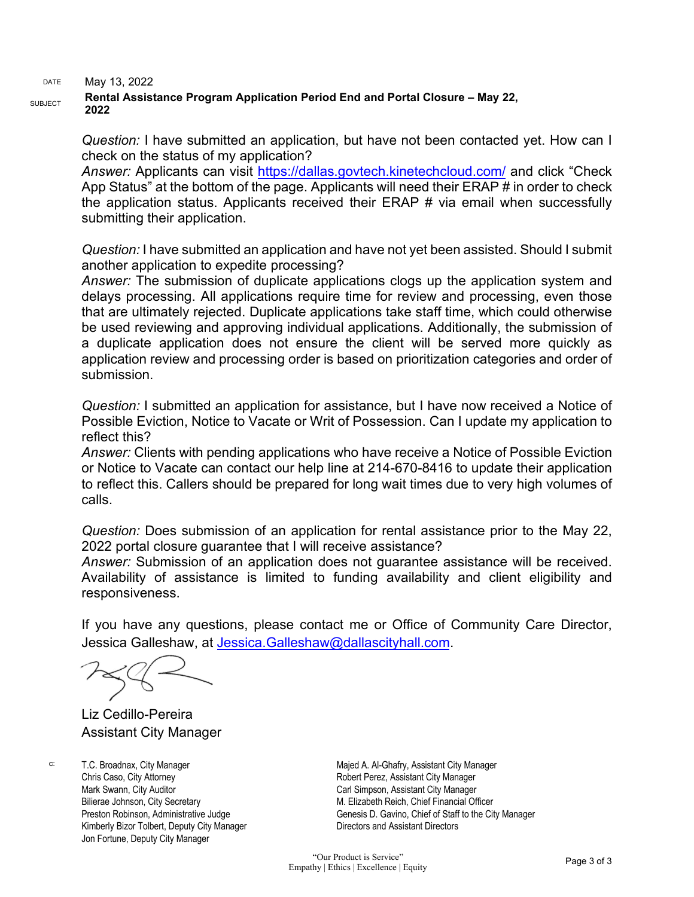DATE May 13, 2022

SUBJECT **Rental Assistance Program Application Period End and Portal Closure – May 22, 2022**

*Question:* I have submitted an application, but have not been contacted yet. How can I check on the status of my application?
*Answer:* Applicants can visit https://dallas.govtech.kinetechcloud.com/ and click "Check App Status" at the bottom of the page. Applicants will need their ERAP # in order to check the application status. Applicants received their ERAP # via email when successfully submitting their application.

*Question:* I have submitted an application and have not yet been assisted. Should I submit another application to expedite processing?
*Answer:* The submission of duplicate applications clogs up the application system and delays processing. All applications require time for review and processing, even those that are ultimately rejected. Duplicate applications take staff time, which could otherwise be used reviewing and approving individual applications. Additionally, the submission of a duplicate application does not ensure the client will be served more quickly as application review and processing order is based on prioritization categories and order of submission.

*Question:* I submitted an application for assistance, but I have now received a Notice of Possible Eviction, Notice to Vacate or Writ of Possession. Can I update my application to reflect this?
*Answer:* Clients with pending applications who have receive a Notice of Possible Eviction or Notice to Vacate can contact our help line at 214-670-8416 to update their application to reflect this. Callers should be prepared for long wait times due to very high volumes of calls.

*Question:* Does submission of an application for rental assistance prior to the May 22, 2022 portal closure guarantee that I will receive assistance?
*Answer:* Submission of an application does not guarantee assistance will be received. Availability of assistance is limited to funding availability and client eligibility and responsiveness.

If you have any questions, please contact me or Office of Community Care Director, Jessica Galleshaw, at Jessica.Galleshaw@dallascityhall.com.

Liz Cedillo-Pereira
Assistant City Manager

c:
T.C. Broadnax, City Manager
Chris Caso, City Attorney
Mark Swann, City Auditor
Bilierae Johnson, City Secretary
Preston Robinson, Administrative Judge
Kimberly Bizor Tolbert, Deputy City Manager
Jon Fortune, Deputy City Manager
Majed A. Al-Ghafry, Assistant City Manager
Robert Perez, Assistant City Manager
Carl Simpson, Assistant City Manager
M. Elizabeth Reich, Chief Financial Officer
Genesis D. Gavino, Chief of Staff to the City Manager
Directors and Assistant Directors

"Our Product is Service"
Empathy | Ethics | Excellence | Equity